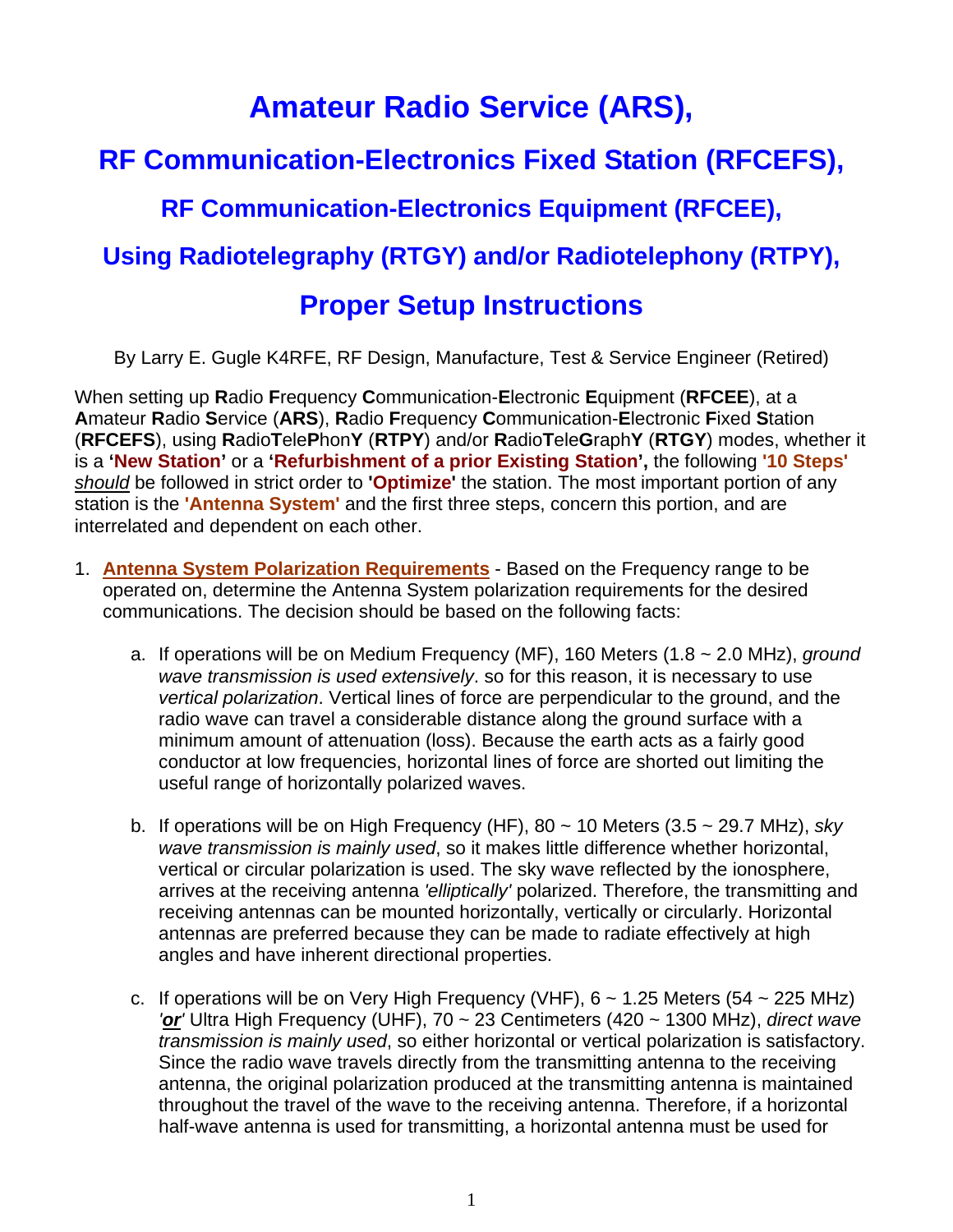# Amateur Radio Service (ARS),

## RF Communication-Electronics Fixed Station (RFCEFS),

### RF Communication-Electronics Equipment (RFCEE),

### Using Radiotelegraphy (RTGY) and/or Radiotelephony (RTPY),

## Proper Setup Instructions

By Larry E. Gugle K4RFE, RF Design, Manufacture, Test & Service Engineer (Retired)

When setting up **R**adio **F**requency **C**ommunication-**E**lectronic **E**quipment (**RFCEE**), at a **A**mateur **R**adio **S**ervice (**ARS**), **R**adio **F**requency **C**ommunication-**E**lectronic **F**ixed **S**tation (**RFCEFS**), using **R**adio**T**ele**P**hon**Y** (**RTPY**) and/or **R**adio**T**ele**G**raph**Y** (**RTGY**) modes, whether it is a **'New Station'** or a **'Refurbishment of a prior Existing Station',** the following **'10 Steps'** *should* be followed in strict order to **'Optimize'** the station. The most important portion of any station is the **'Antenna System'** and the first three steps, concern this portion, and are interrelated and dependent on each other.

1. **Antenna System Polarization Requirements** - Based on the Frequency range to be operated on, determine the Antenna System polarization requirements for the desired communications. The decision should be based on the following facts:

    a. If operations will be on Medium Frequency (MF), 160 Meters (1.8 ~ 2.0 MHz), *ground wave transmission is used extensively*. so for this reason, it is necessary to use *vertical polarization*. Vertical lines of force are perpendicular to the ground, and the radio wave can travel a considerable distance along the ground surface with a minimum amount of attenuation (loss). Because the earth acts as a fairly good conductor at low frequencies, horizontal lines of force are shorted out limiting the useful range of horizontally polarized waves.

    b. If operations will be on High Frequency (HF), 80 ~ 10 Meters (3.5 ~ 29.7 MHz), *sky wave transmission is mainly used*, so it makes little difference whether horizontal, vertical or circular polarization is used. The sky wave reflected by the ionosphere, arrives at the receiving antenna *'elliptically'* polarized. Therefore, the transmitting and receiving antennas can be mounted horizontally, vertically or circularly. Horizontal antennas are preferred because they can be made to radiate effectively at high angles and have inherent directional properties.

    c. If operations will be on Very High Frequency (VHF), 6 ~ 1.25 Meters (54 ~ 225 MHz) ***'or'*** Ultra High Frequency (UHF), 70 ~ 23 Centimeters (420 ~ 1300 MHz), *direct wave transmission is mainly used*, so either horizontal or vertical polarization is satisfactory. Since the radio wave travels directly from the transmitting antenna to the receiving antenna, the original polarization produced at the transmitting antenna is maintained throughout the travel of the wave to the receiving antenna. Therefore, if a horizontal half-wave antenna is used for transmitting, a horizontal antenna must be used for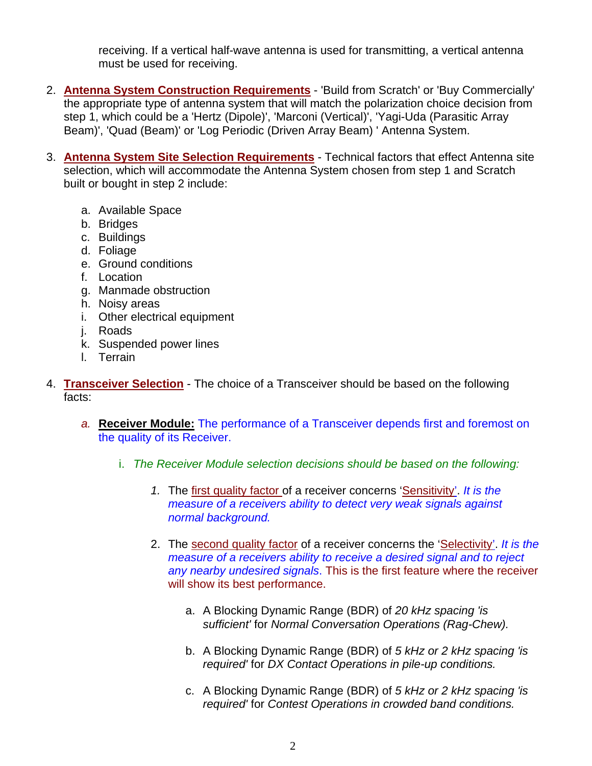receiving. If a vertical half-wave antenna is used for transmitting, a vertical antenna must be used for receiving.

2. **Antenna System Construction Requirements** - 'Build from Scratch' or 'Buy Commercially' the appropriate type of antenna system that will match the polarization choice decision from step 1, which could be a 'Hertz (Dipole)', 'Marconi (Vertical)', 'Yagi-Uda (Parasitic Array Beam)', 'Quad (Beam)' or 'Log Periodic (Driven Array Beam) ' Antenna System.

3. **Antenna System Site Selection Requirements** - Technical factors that effect Antenna site selection, which will accommodate the Antenna System chosen from step 1 and Scratch built or bought in step 2 include:

   a. Available Space
   b. Bridges
   c. Buildings
   d. Foliage
   e. Ground conditions
   f. Location
   g. Manmade obstruction
   h. Noisy areas
   i. Other electrical equipment
   j. Roads
   k. Suspended power lines
   l. Terrain

4. **Transceiver Selection** - The choice of a Transceiver should be based on the following facts:

   *a.* **Receiver Module:** The performance of a Transceiver depends first and foremost on the quality of its Receiver.

      i. *The Receiver Module selection decisions should be based on the following:*

         *1.* The first quality factor of a receiver concerns 'Sensitivity'. *It is the measure of a receivers ability to detect very weak signals against normal background.*

         2. The second quality factor of a receiver concerns the 'Selectivity'. *It is the measure of a receivers ability to receive a desired signal and to reject any nearby undesired signals*. This is the first feature where the receiver will show its best performance.

            a. A Blocking Dynamic Range (BDR) of *20 kHz spacing 'is sufficient'* for *Normal Conversation Operations (Rag-Chew).*

            b. A Blocking Dynamic Range (BDR) of *5 kHz or 2 kHz spacing 'is required'* for *DX Contact Operations in pile-up conditions.*

            c. A Blocking Dynamic Range (BDR) of *5 kHz or 2 kHz spacing 'is required'* for *Contest Operations in crowded band conditions.*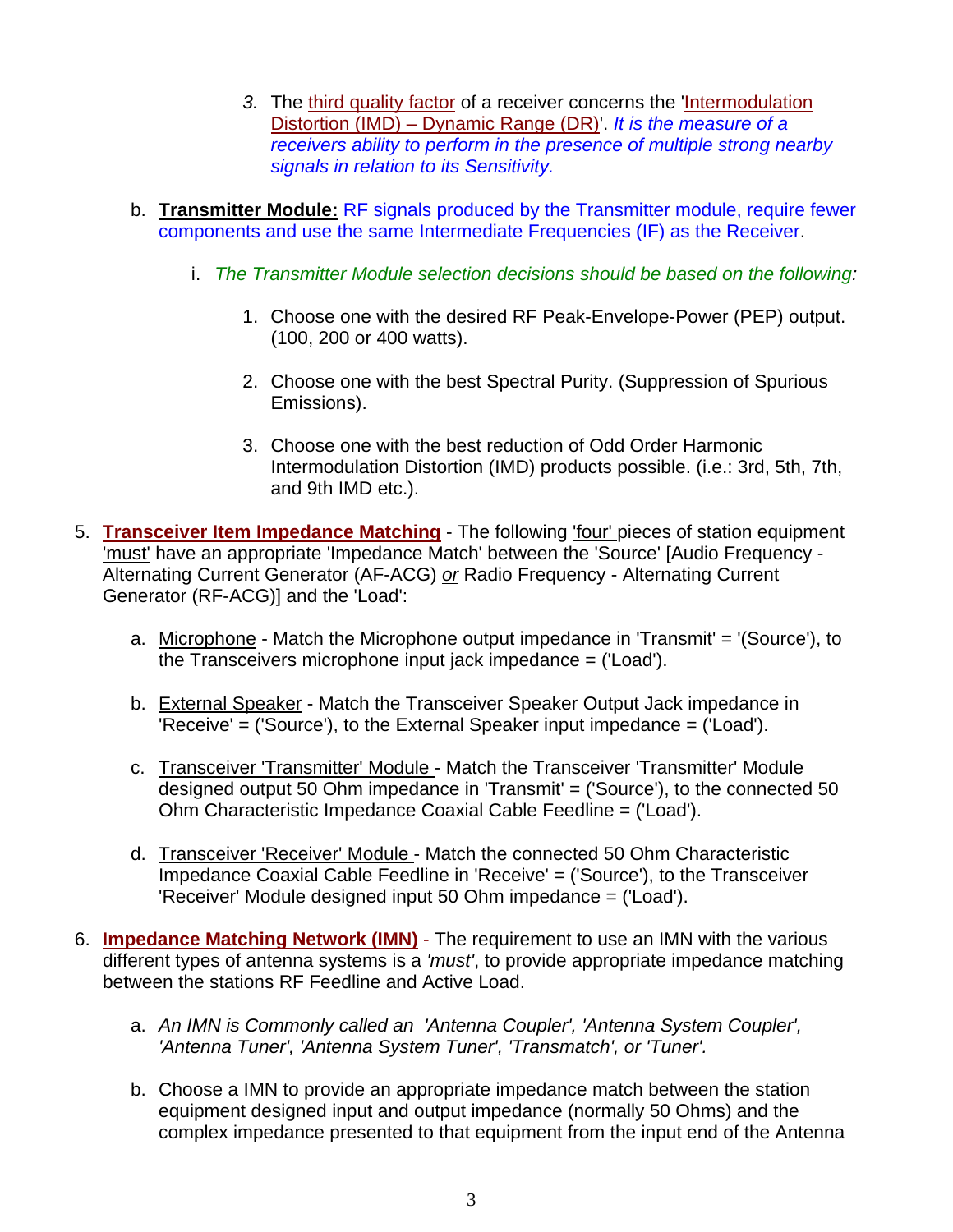3. The third quality factor of a receiver concerns the 'Intermodulation Distortion (IMD) – Dynamic Range (DR)'. *It is the measure of a receivers ability to perform in the presence of multiple strong nearby signals in relation to its Sensitivity.*

b. **Transmitter Module:** RF signals produced by the Transmitter module, require fewer components and use the same Intermediate Frequencies (IF) as the Receiver.

   i. *The Transmitter Module selection decisions should be based on the following:*

      1. Choose one with the desired RF Peak-Envelope-Power (PEP) output. (100, 200 or 400 watts).

      2. Choose one with the best Spectral Purity. (Suppression of Spurious Emissions).

      3. Choose one with the best reduction of Odd Order Harmonic Intermodulation Distortion (IMD) products possible. (i.e.: 3rd, 5th, 7th, and 9th IMD etc.).

5. **Transceiver Item Impedance Matching** - The following 'four' pieces of station equipment 'must' have an appropriate 'Impedance Match' between the 'Source' [Audio Frequency - Alternating Current Generator (AF-ACG) *or* Radio Frequency - Alternating Current Generator (RF-ACG)] and the 'Load':

   a. Microphone - Match the Microphone output impedance in 'Transmit' = '(Source'), to the Transceivers microphone input jack impedance = ('Load').

   b. External Speaker - Match the Transceiver Speaker Output Jack impedance in 'Receive' = ('Source'), to the External Speaker input impedance = ('Load').

   c. Transceiver 'Transmitter' Module - Match the Transceiver 'Transmitter' Module designed output 50 Ohm impedance in 'Transmit' = ('Source'), to the connected 50 Ohm Characteristic Impedance Coaxial Cable Feedline = ('Load').

   d. Transceiver 'Receiver' Module - Match the connected 50 Ohm Characteristic Impedance Coaxial Cable Feedline in 'Receive' = ('Source'), to the Transceiver 'Receiver' Module designed input 50 Ohm impedance = ('Load').

6. **Impedance Matching Network (IMN)** - The requirement to use an IMN with the various different types of antenna systems is a *'must'*, to provide appropriate impedance matching between the stations RF Feedline and Active Load.

   a. *An IMN is Commonly called an 'Antenna Coupler', 'Antenna System Coupler', 'Antenna Tuner', 'Antenna System Tuner', 'Transmatch', or 'Tuner'.*

   b. Choose a IMN to provide an appropriate impedance match between the station equipment designed input and output impedance (normally 50 Ohms) and the complex impedance presented to that equipment from the input end of the Antenna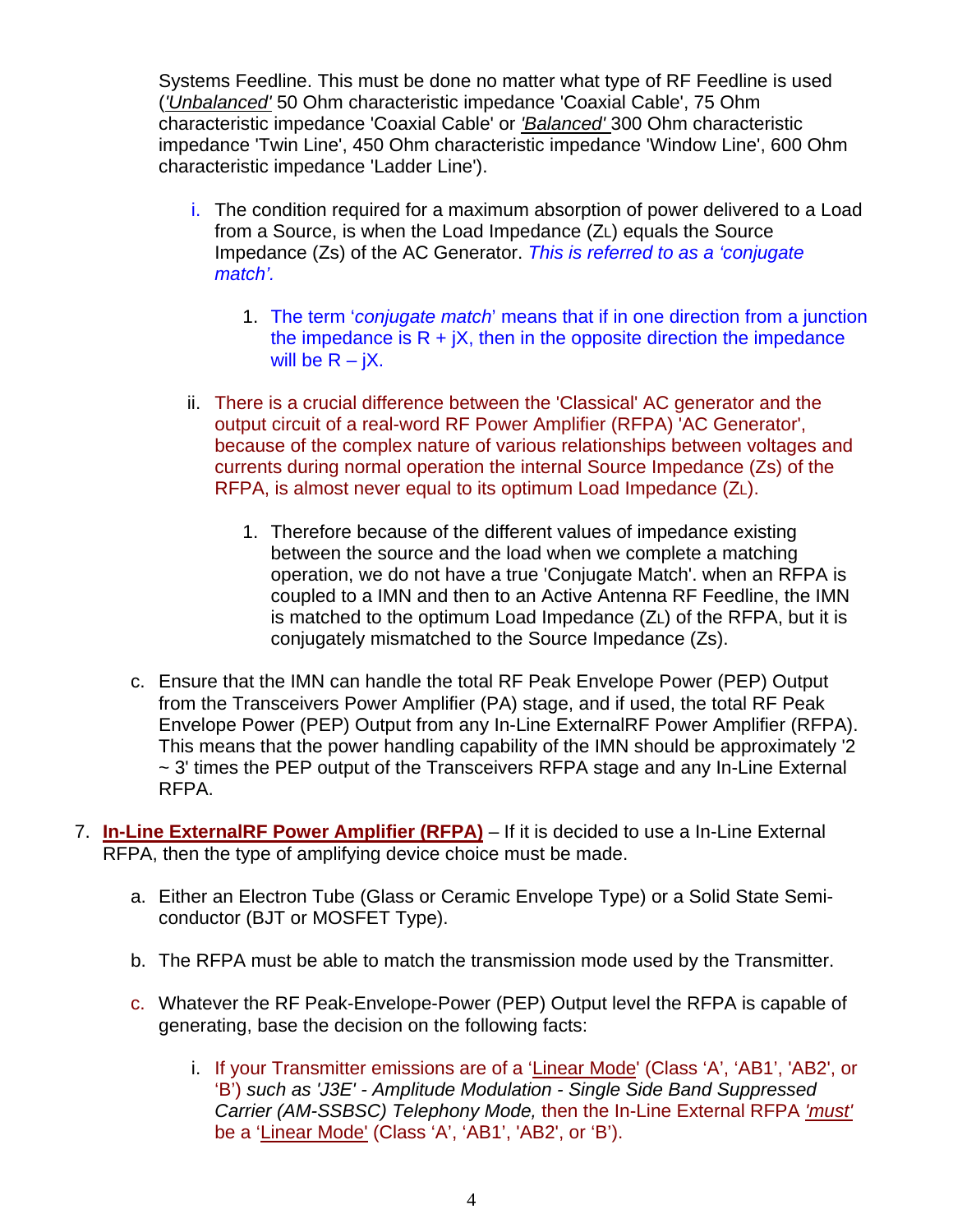Systems Feedline. This must be done no matter what type of RF Feedline is used (*'Unbalanced'* 50 Ohm characteristic impedance 'Coaxial Cable', 75 Ohm characteristic impedance 'Coaxial Cable' or *'Balanced'* 300 Ohm characteristic impedance 'Twin Line', 450 Ohm characteristic impedance 'Window Line', 600 Ohm characteristic impedance 'Ladder Line').

   i. The condition required for a maximum absorption of power delivered to a Load from a Source, is when the Load Impedance ($Z_L$) equals the Source Impedance (Zs) of the AC Generator. *This is referred to as a 'conjugate match'.*

      1. The term '*conjugate match*' means that if in one direction from a junction the impedance is R + jX, then in the opposite direction the impedance will be R – jX.

   ii. There is a crucial difference between the 'Classical' AC generator and the output circuit of a real-word RF Power Amplifier (RFPA) 'AC Generator', because of the complex nature of various relationships between voltages and currents during normal operation the internal Source Impedance (Zs) of the RFPA, is almost never equal to its optimum Load Impedance ($Z_L$).

      1. Therefore because of the different values of impedance existing between the source and the load when we complete a matching operation, we do not have a true 'Conjugate Match'. when an RFPA is coupled to a IMN and then to an Active Antenna RF Feedline, the IMN is matched to the optimum Load Impedance ($Z_L$) of the RFPA, but it is conjugately mismatched to the Source Impedance (Zs).

c. Ensure that the IMN can handle the total RF Peak Envelope Power (PEP) Output from the Transceivers Power Amplifier (PA) stage, and if used, the total RF Peak Envelope Power (PEP) Output from any In-Line ExternalRF Power Amplifier (RFPA). This means that the power handling capability of the IMN should be approximately '2 ~ 3' times the PEP output of the Transceivers RFPA stage and any In-Line External RFPA.

7. **In-Line ExternalRF Power Amplifier (RFPA)** – If it is decided to use a In-Line External RFPA, then the type of amplifying device choice must be made.

   a. Either an Electron Tube (Glass or Ceramic Envelope Type) or a Solid State Semi-conductor (BJT or MOSFET Type).

   b. The RFPA must be able to match the transmission mode used by the Transmitter.

   c. Whatever the RF Peak-Envelope-Power (PEP) Output level the RFPA is capable of generating, base the decision on the following facts:

      i. If your Transmitter emissions are of a 'Linear Mode' (Class 'A', 'AB1', 'AB2', or 'B') *such as 'J3E' - Amplitude Modulation - Single Side Band Suppressed Carrier (AM-SSBSC) Telephony Mode,* then the In-Line External RFPA *'must'* be a 'Linear Mode' (Class 'A', 'AB1', 'AB2', or 'B').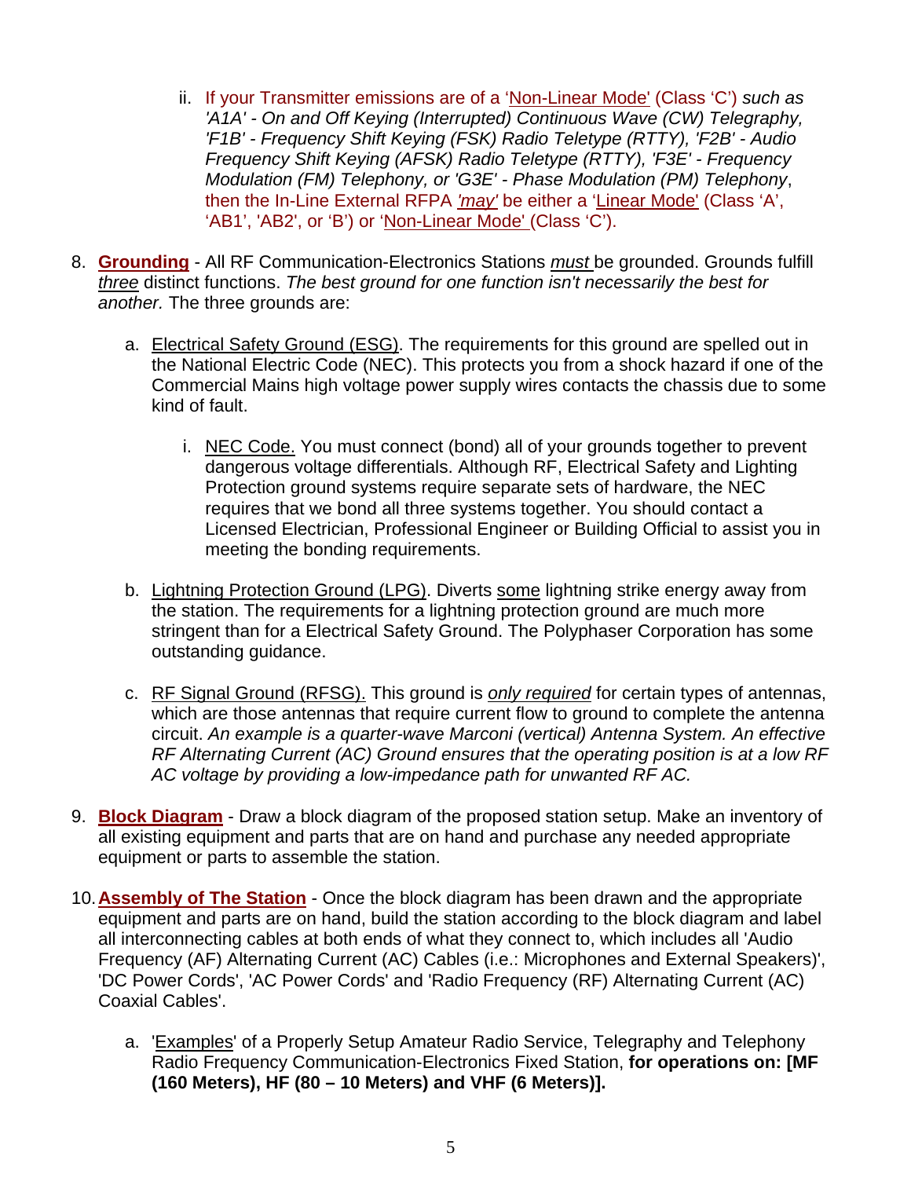ii. If your Transmitter emissions are of a 'Non-Linear Mode' (Class 'C') *such as 'A1A' - On and Off Keying (Interrupted) Continuous Wave (CW) Telegraphy, 'F1B' - Frequency Shift Keying (FSK) Radio Teletype (RTTY), 'F2B' - Audio Frequency Shift Keying (AFSK) Radio Teletype (RTTY), 'F3E' - Frequency Modulation (FM) Telephony, or 'G3E' - Phase Modulation (PM) Telephony*, then the In-Line External RFPA *'may'* be either a 'Linear Mode' (Class 'A', 'AB1', 'AB2', or 'B') or 'Non-Linear Mode' (Class 'C').

8. **Grounding** - All RF Communication-Electronics Stations *must* be grounded. Grounds fulfill *three* distinct functions. *The best ground for one function isn't necessarily the best for another.* The three grounds are:

   a. Electrical Safety Ground (ESG). The requirements for this ground are spelled out in the National Electric Code (NEC). This protects you from a shock hazard if one of the Commercial Mains high voltage power supply wires contacts the chassis due to some kind of fault.

      i. NEC Code. You must connect (bond) all of your grounds together to prevent dangerous voltage differentials. Although RF, Electrical Safety and Lighting Protection ground systems require separate sets of hardware, the NEC requires that we bond all three systems together. You should contact a Licensed Electrician, Professional Engineer or Building Official to assist you in meeting the bonding requirements.

   b. Lightning Protection Ground (LPG). Diverts some lightning strike energy away from the station. The requirements for a lightning protection ground are much more stringent than for a Electrical Safety Ground. The Polyphaser Corporation has some outstanding guidance.

   c. RF Signal Ground (RFSG). This ground is *only required* for certain types of antennas, which are those antennas that require current flow to ground to complete the antenna circuit. *An example is a quarter-wave Marconi (vertical) Antenna System. An effective RF Alternating Current (AC) Ground ensures that the operating position is at a low RF AC voltage by providing a low-impedance path for unwanted RF AC.*

9. **Block Diagram** - Draw a block diagram of the proposed station setup. Make an inventory of all existing equipment and parts that are on hand and purchase any needed appropriate equipment or parts to assemble the station.

10. **Assembly of The Station** - Once the block diagram has been drawn and the appropriate equipment and parts are on hand, build the station according to the block diagram and label all interconnecting cables at both ends of what they connect to, which includes all 'Audio Frequency (AF) Alternating Current (AC) Cables (i.e.: Microphones and External Speakers)', 'DC Power Cords', 'AC Power Cords' and 'Radio Frequency (RF) Alternating Current (AC) Coaxial Cables'.

    a. 'Examples' of a Properly Setup Amateur Radio Service, Telegraphy and Telephony Radio Frequency Communication-Electronics Fixed Station, **for operations on: [MF (160 Meters), HF (80 – 10 Meters) and VHF (6 Meters)].**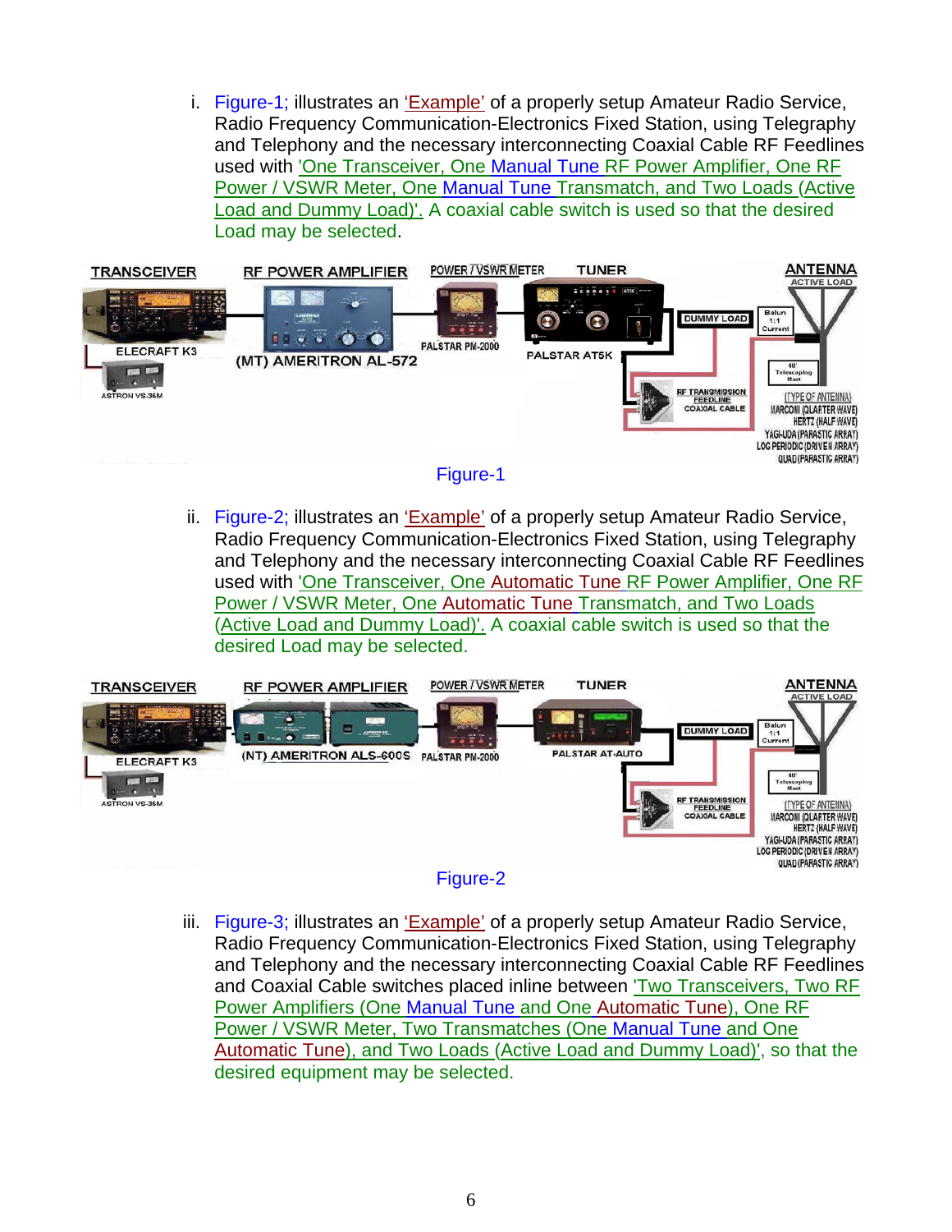i. Figure-1; illustrates an 'Example' of a properly setup Amateur Radio Service, Radio Frequency Communication-Electronics Fixed Station, using Telegraphy and Telephony and the necessary interconnecting Coaxial Cable RF Feedlines used with 'One Transceiver, One Manual Tune RF Power Amplifier, One RF Power / VSWR Meter, One Manual Tune Transmatch, and Two Loads (Active Load and Dummy Load)'. A coaxial cable switch is used so that the desired Load may be selected.

Figure-1

ii. Figure-2; illustrates an 'Example' of a properly setup Amateur Radio Service, Radio Frequency Communication-Electronics Fixed Station, using Telegraphy and Telephony and the necessary interconnecting Coaxial Cable RF Feedlines used with 'One Transceiver, One Automatic Tune RF Power Amplifier, One RF Power / VSWR Meter, One Automatic Tune Transmatch, and Two Loads (Active Load and Dummy Load)'. A coaxial cable switch is used so that the desired Load may be selected.

Figure-2

iii. Figure-3; illustrates an 'Example' of a properly setup Amateur Radio Service, Radio Frequency Communication-Electronics Fixed Station, using Telegraphy and Telephony and the necessary interconnecting Coaxial Cable RF Feedlines and Coaxial Cable switches placed inline between 'Two Transceivers, Two RF Power Amplifiers (One Manual Tune and One Automatic Tune), One RF Power / VSWR Meter, Two Transmatches (One Manual Tune and One Automatic Tune), and Two Loads (Active Load and Dummy Load)', so that the desired equipment may be selected.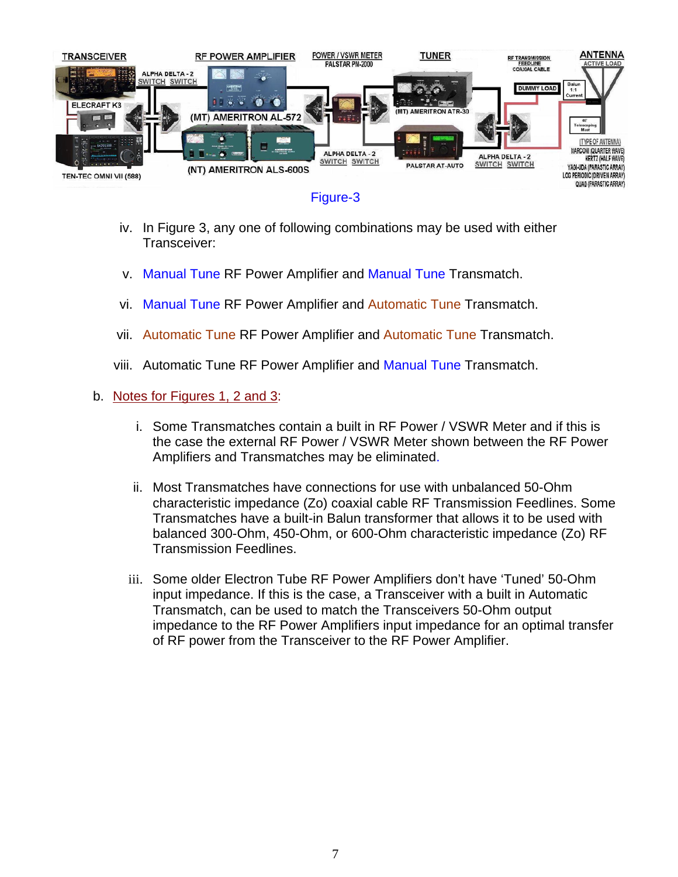TRANSCEIVER
ELECRAFT K3
TEN-TEC OMNI VII (588)
ALPHA DELTA - 2
SWITCH SWITCH
RF POWER AMPLIFIER
(MT) AMERITRON AL-572
(NT) AMERITRON ALS-600S
POWER / VSWR METER
PALSTAR PM-2000
ALPHA DELTA - 2
SWITCH SWITCH
TUNER
(MT) AMERITRON ATR-30
PALSTAR AT-AUTO
ALPHA DELTA - 2
SWITCH SWITCH
RF TRANSMISSION FEEDLINE
COAXIAL CABLE
DUMMY LOAD
ANTENNA
ACTIVE LOAD
Balun 1:1 Current
40' Telescoping Mast
[TYPE OF ANTENNA]
MARCONI (QUARTER WAVE)
HERTZ (HALF WAVE)
YAGI-UDA (PARASTIC ARRAY)
LOG PERIODIC (DRIVEN ARRAY)
QUAD (PARASTIC ARRAY)

Figure-3

iv. In Figure 3, any one of following combinations may be used with either Transceiver:

v. Manual Tune RF Power Amplifier and Manual Tune Transmatch.

vi. Manual Tune RF Power Amplifier and Automatic Tune Transmatch.

vii. Automatic Tune RF Power Amplifier and Automatic Tune Transmatch.

viii. Automatic Tune RF Power Amplifier and Manual Tune Transmatch.

b. Notes for Figures 1, 2 and 3:

i. Some Transmatches contain a built in RF Power / VSWR Meter and if this is the case the external RF Power / VSWR Meter shown between the RF Power Amplifiers and Transmatches may be eliminated.

ii. Most Transmatches have connections for use with unbalanced 50-Ohm characteristic impedance (Zo) coaxial cable RF Transmission Feedlines. Some Transmatches have a built-in Balun transformer that allows it to be used with balanced 300-Ohm, 450-Ohm, or 600-Ohm characteristic impedance (Zo) RF Transmission Feedlines.

iii. Some older Electron Tube RF Power Amplifiers don't have 'Tuned' 50-Ohm input impedance. If this is the case, a Transceiver with a built in Automatic Transmatch, can be used to match the Transceivers 50-Ohm output impedance to the RF Power Amplifiers input impedance for an optimal transfer of RF power from the Transceiver to the RF Power Amplifier.